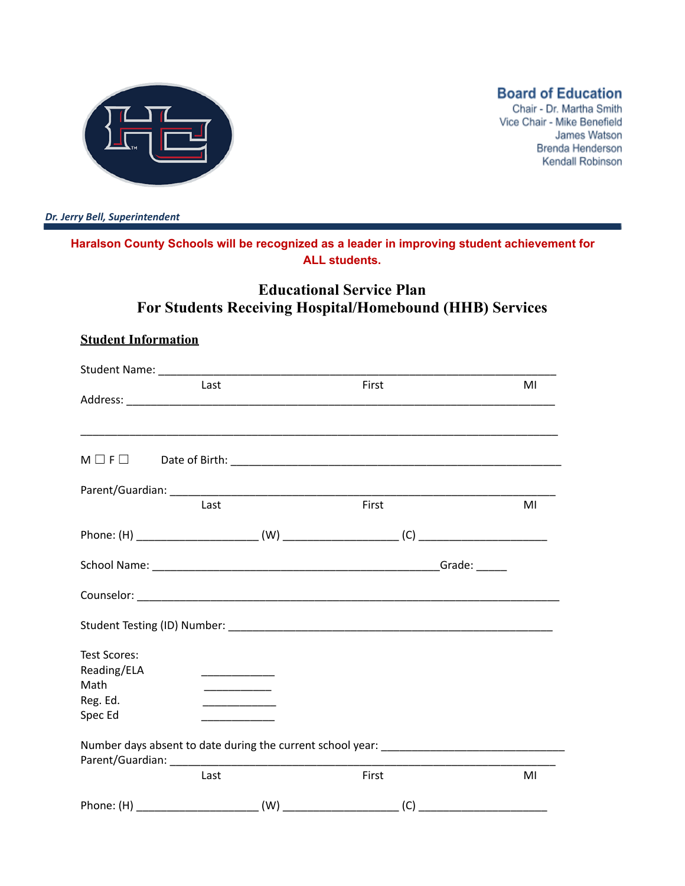**Board of Education**
Chair - Dr. Martha Smith
Vice Chair - Mike Benefield
James Watson
Brenda Henderson
Kendall Robinson

*Dr. Jerry Bell, Superintendent*

**Haralson County Schools will be recognized as a leader in improving student achievement for ALL students.**

# Educational Service Plan
# For Students Receiving Hospital/Homebound (HHB) Services

## Student Information

Student Name: ___________________________________________________________________
Last First MI

Address: _______________________________________________________________________

_______________________________________________________________________________

M ☐ F ☐ Date of Birth: _____________________________________________________

Parent/Guardian: _________________________________________________________________
Last First MI

Phone: (H) ___________________ (W) __________________ (C) ____________________

School Name: _____________________________________________Grade: _____

Counselor: ______________________________________________________________________

Student Testing (ID) Number: ___________________________________________________

Test Scores:
Reading/ELA ___________
Math ___________
Reg. Ed. ___________
Spec Ed ___________

Number days absent to date during the current school year: ____________________________
Parent/Guardian: _________________________________________________________________
Last First MI

Phone: (H) ___________________ (W) __________________ (C) ____________________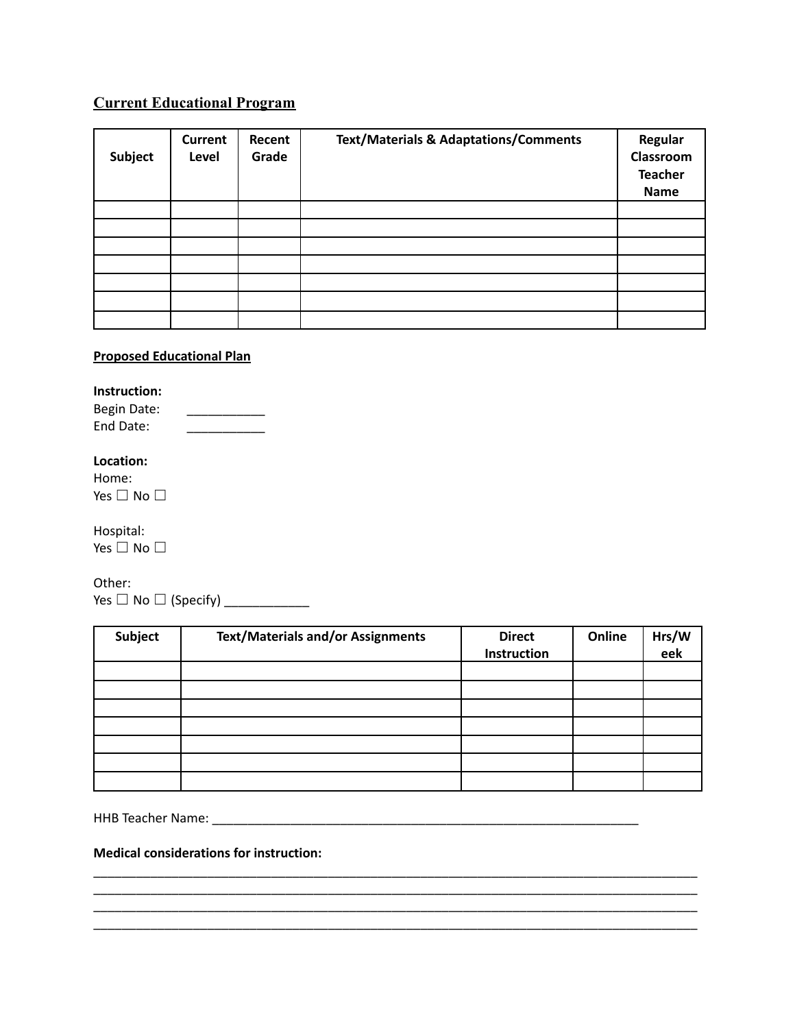## Current Educational Program

| Subject | Current Level | Recent Grade | Text/Materials & Adaptations/Comments | Regular Classroom Teacher Name |
|---|---|---|---|---|
| | | | | |
| | | | | |
| | | | | |
| | | | | |
| | | | | |
| | | | | |
| | | | | |

**Proposed Educational Plan**

**Instruction:**
Begin Date: ___________
End Date: ___________

**Location:**
Home:
Yes ☐ No ☐

Hospital:
Yes ☐ No ☐

Other:
Yes ☐ No ☐ (Specify) ____________

| Subject | Text/Materials and/or Assignments | Direct Instruction | Online | Hrs/Week |
|---|---|---|---|---|
| | | | | |
| | | | | |
| | | | | |
| | | | | |
| | | | | |
| | | | | |
| | | | | |

HHB Teacher Name: _______________________________________________________________

**Medical considerations for instruction:**

_____________________________________________________________________________________________
_____________________________________________________________________________________________
_____________________________________________________________________________________________
_____________________________________________________________________________________________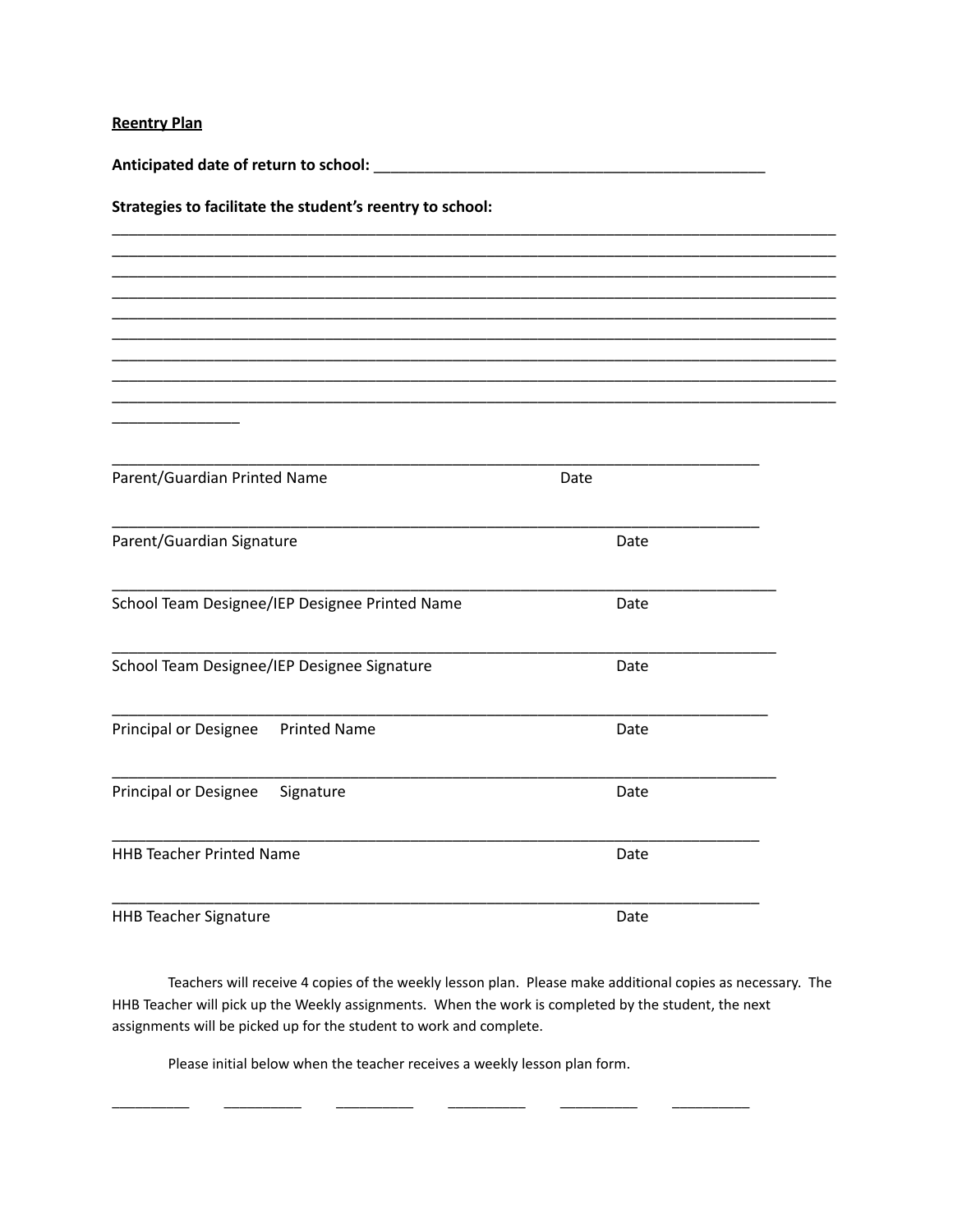**Reentry Plan**

**Anticipated date of return to school:** ______________________________________________

**Strategies to facilitate the student's reentry to school:**

________________________________________________________________________________________
________________________________________________________________________________________
________________________________________________________________________________________
________________________________________________________________________________________
________________________________________________________________________________________
________________________________________________________________________________________
________________________________________________________________________________________
________________________________________________________________________________________
________________________________________________________________________________________
_______________

______________________________________________________________________________
Parent/Guardian Printed Name Date

______________________________________________________________________________
Parent/Guardian Signature Date

______________________________________________________________________________
School Team Designee/IEP Designee Printed Name Date

______________________________________________________________________________
School Team Designee/IEP Designee Signature Date

______________________________________________________________________________
Principal or Designee Printed Name Date

______________________________________________________________________________
Principal or Designee Signature Date

______________________________________________________________________________
HHB Teacher Printed Name Date

______________________________________________________________________________
HHB Teacher Signature Date

Teachers will receive 4 copies of the weekly lesson plan. Please make additional copies as necessary. The HHB Teacher will pick up the Weekly assignments. When the work is completed by the student, the next assignments will be picked up for the student to work and complete.

Please initial below when the teacher receives a weekly lesson plan form.

__________ __________ __________ __________ __________ __________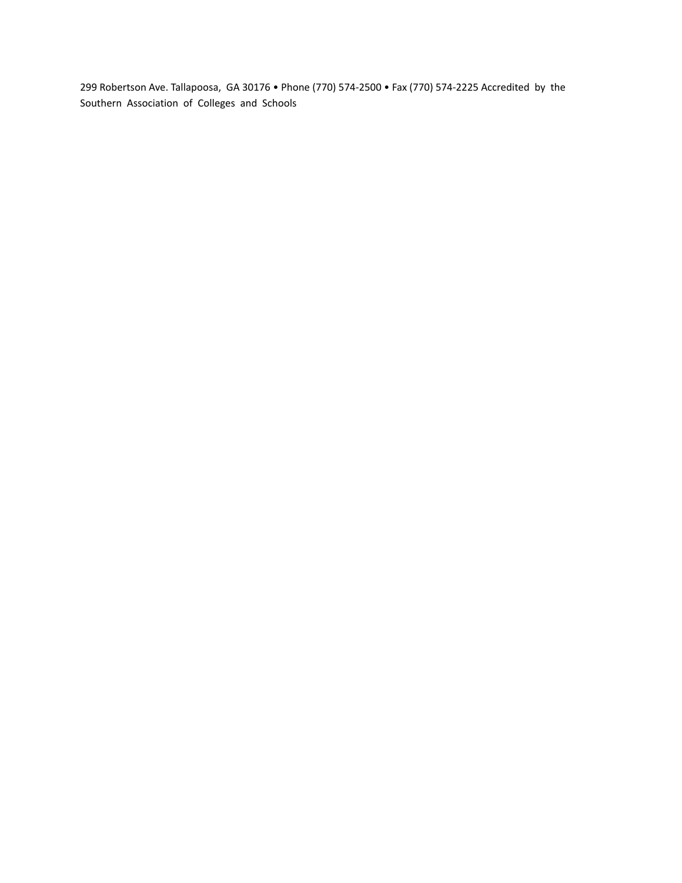299 Robertson Ave. Tallapoosa, GA 30176 • Phone (770) 574-2500 • Fax (770) 574-2225 Accredited by the Southern Association of Colleges and Schools